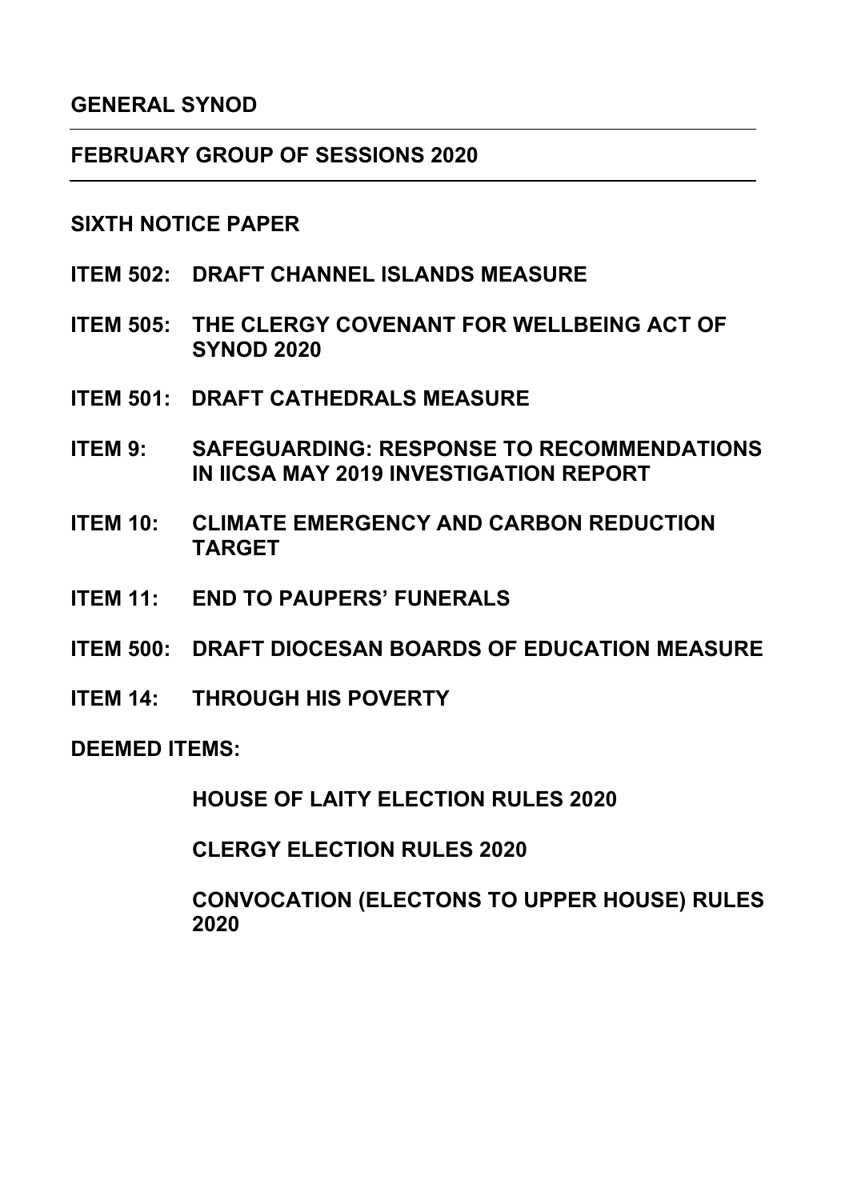# GENERAL SYNOD

## FEBRUARY GROUP OF SESSIONS 2020

## SIXTH NOTICE PAPER

**ITEM 502: DRAFT CHANNEL ISLANDS MEASURE**

**ITEM 505: THE CLERGY COVENANT FOR WELLBEING ACT OF SYNOD 2020**

**ITEM 501: DRAFT CATHEDRALS MEASURE**

**ITEM 9: SAFEGUARDING: RESPONSE TO RECOMMENDATIONS IN IICSA MAY 2019 INVESTIGATION REPORT**

**ITEM 10: CLIMATE EMERGENCY AND CARBON REDUCTION TARGET**

**ITEM 11: END TO PAUPERS' FUNERALS**

**ITEM 500: DRAFT DIOCESAN BOARDS OF EDUCATION MEASURE**

**ITEM 14: THROUGH HIS POVERTY**

**DEEMED ITEMS:**

**HOUSE OF LAITY ELECTION RULES 2020**

**CLERGY ELECTION RULES 2020**

**CONVOCATION (ELECTONS TO UPPER HOUSE) RULES 2020**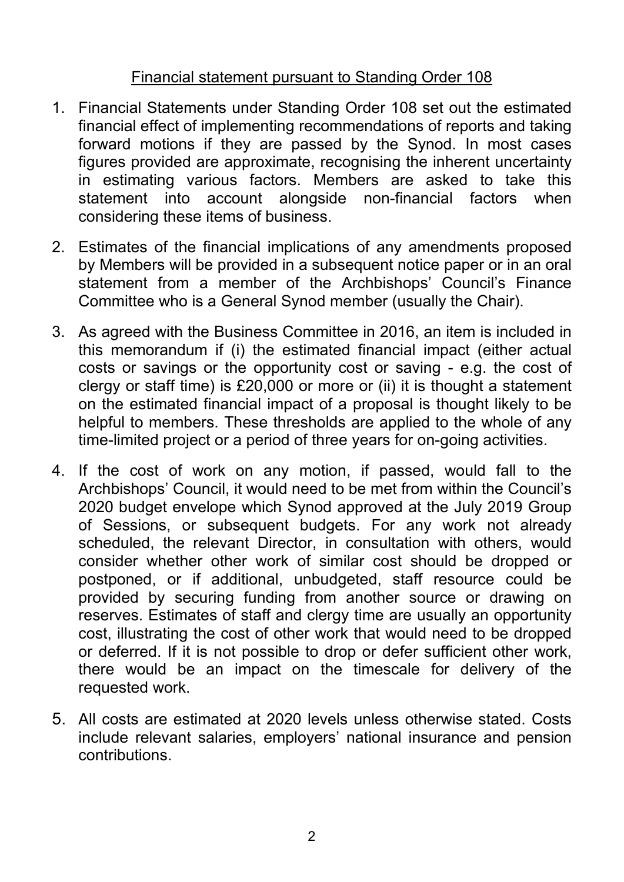## Financial statement pursuant to Standing Order 108

1. Financial Statements under Standing Order 108 set out the estimated financial effect of implementing recommendations of reports and taking forward motions if they are passed by the Synod. In most cases figures provided are approximate, recognising the inherent uncertainty in estimating various factors. Members are asked to take this statement into account alongside non-financial factors when considering these items of business.

2. Estimates of the financial implications of any amendments proposed by Members will be provided in a subsequent notice paper or in an oral statement from a member of the Archbishops' Council's Finance Committee who is a General Synod member (usually the Chair).

3. As agreed with the Business Committee in 2016, an item is included in this memorandum if (i) the estimated financial impact (either actual costs or savings or the opportunity cost or saving - e.g. the cost of clergy or staff time) is £20,000 or more or (ii) it is thought a statement on the estimated financial impact of a proposal is thought likely to be helpful to members. These thresholds are applied to the whole of any time-limited project or a period of three years for on-going activities.

4. If the cost of work on any motion, if passed, would fall to the Archbishops' Council, it would need to be met from within the Council's 2020 budget envelope which Synod approved at the July 2019 Group of Sessions, or subsequent budgets. For any work not already scheduled, the relevant Director, in consultation with others, would consider whether other work of similar cost should be dropped or postponed, or if additional, unbudgeted, staff resource could be provided by securing funding from another source or drawing on reserves. Estimates of staff and clergy time are usually an opportunity cost, illustrating the cost of other work that would need to be dropped or deferred. If it is not possible to drop or defer sufficient other work, there would be an impact on the timescale for delivery of the requested work.

5. All costs are estimated at 2020 levels unless otherwise stated. Costs include relevant salaries, employers' national insurance and pension contributions.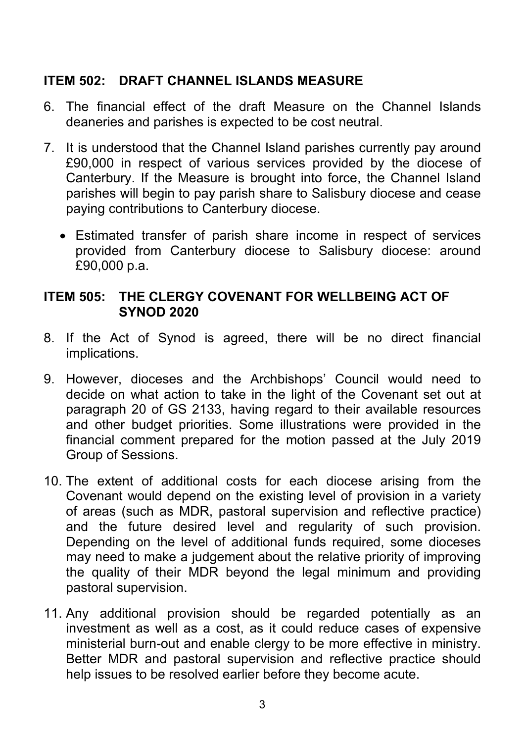## ITEM 502: DRAFT CHANNEL ISLANDS MEASURE

6. The financial effect of the draft Measure on the Channel Islands deaneries and parishes is expected to be cost neutral.

7. It is understood that the Channel Island parishes currently pay around £90,000 in respect of various services provided by the diocese of Canterbury. If the Measure is brought into force, the Channel Island parishes will begin to pay parish share to Salisbury diocese and cease paying contributions to Canterbury diocese.

   - Estimated transfer of parish share income in respect of services provided from Canterbury diocese to Salisbury diocese: around £90,000 p.a.

## ITEM 505: THE CLERGY COVENANT FOR WELLBEING ACT OF SYNOD 2020

8. If the Act of Synod is agreed, there will be no direct financial implications.

9. However, dioceses and the Archbishops' Council would need to decide on what action to take in the light of the Covenant set out at paragraph 20 of GS 2133, having regard to their available resources and other budget priorities. Some illustrations were provided in the financial comment prepared for the motion passed at the July 2019 Group of Sessions.

10. The extent of additional costs for each diocese arising from the Covenant would depend on the existing level of provision in a variety of areas (such as MDR, pastoral supervision and reflective practice) and the future desired level and regularity of such provision. Depending on the level of additional funds required, some dioceses may need to make a judgement about the relative priority of improving the quality of their MDR beyond the legal minimum and providing pastoral supervision.

11. Any additional provision should be regarded potentially as an investment as well as a cost, as it could reduce cases of expensive ministerial burn-out and enable clergy to be more effective in ministry. Better MDR and pastoral supervision and reflective practice should help issues to be resolved earlier before they become acute.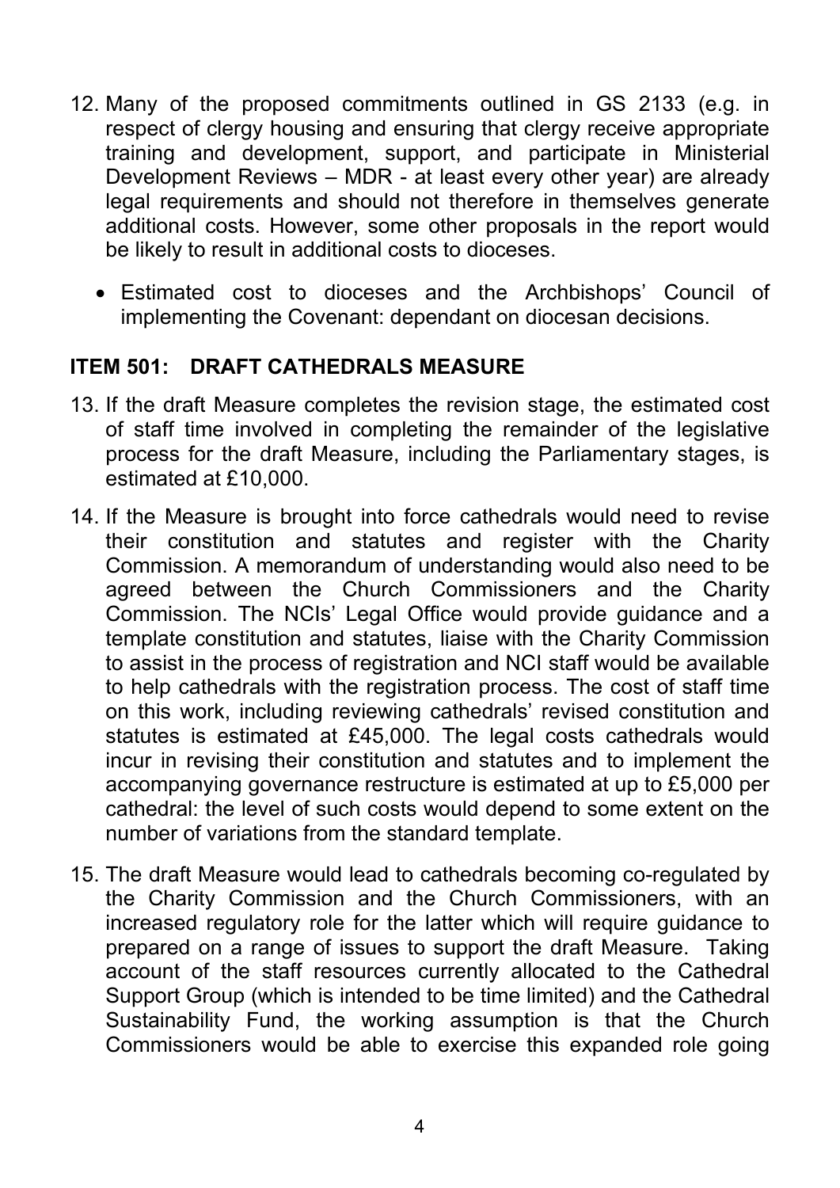12. Many of the proposed commitments outlined in GS 2133 (e.g. in respect of clergy housing and ensuring that clergy receive appropriate training and development, support, and participate in Ministerial Development Reviews – MDR - at least every other year) are already legal requirements and should not therefore in themselves generate additional costs. However, some other proposals in the report would be likely to result in additional costs to dioceses.

    - Estimated cost to dioceses and the Archbishops' Council of implementing the Covenant: dependant on diocesan decisions.

## ITEM 501: DRAFT CATHEDRALS MEASURE

13. If the draft Measure completes the revision stage, the estimated cost of staff time involved in completing the remainder of the legislative process for the draft Measure, including the Parliamentary stages, is estimated at £10,000.

14. If the Measure is brought into force cathedrals would need to revise their constitution and statutes and register with the Charity Commission. A memorandum of understanding would also need to be agreed between the Church Commissioners and the Charity Commission. The NCIs' Legal Office would provide guidance and a template constitution and statutes, liaise with the Charity Commission to assist in the process of registration and NCI staff would be available to help cathedrals with the registration process. The cost of staff time on this work, including reviewing cathedrals' revised constitution and statutes is estimated at £45,000. The legal costs cathedrals would incur in revising their constitution and statutes and to implement the accompanying governance restructure is estimated at up to £5,000 per cathedral: the level of such costs would depend to some extent on the number of variations from the standard template.

15. The draft Measure would lead to cathedrals becoming co-regulated by the Charity Commission and the Church Commissioners, with an increased regulatory role for the latter which will require guidance to prepared on a range of issues to support the draft Measure. Taking account of the staff resources currently allocated to the Cathedral Support Group (which is intended to be time limited) and the Cathedral Sustainability Fund, the working assumption is that the Church Commissioners would be able to exercise this expanded role going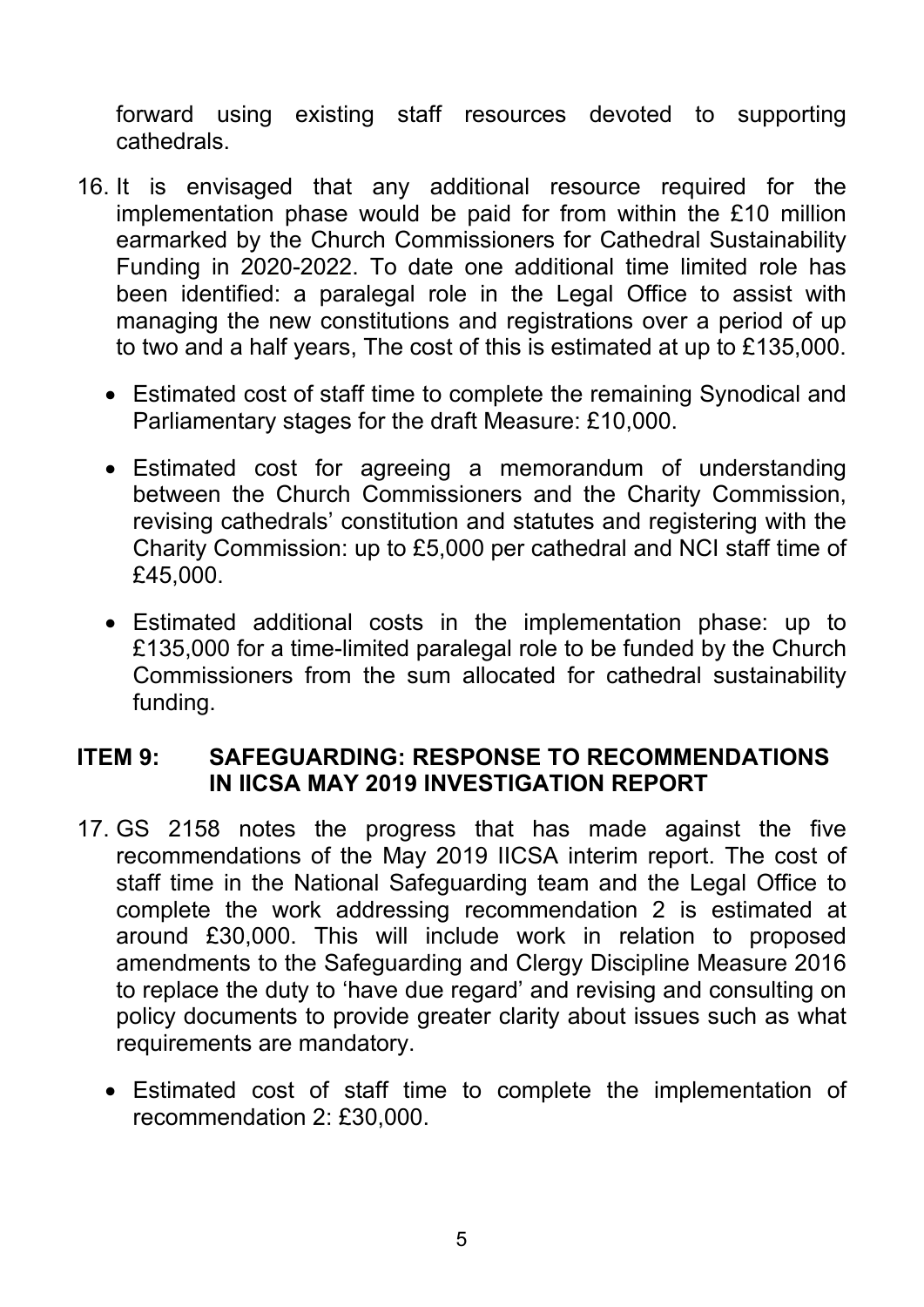forward using existing staff resources devoted to supporting cathedrals.

16. It is envisaged that any additional resource required for the implementation phase would be paid for from within the £10 million earmarked by the Church Commissioners for Cathedral Sustainability Funding in 2020-2022. To date one additional time limited role has been identified: a paralegal role in the Legal Office to assist with managing the new constitutions and registrations over a period of up to two and a half years, The cost of this is estimated at up to £135,000.

    - Estimated cost of staff time to complete the remaining Synodical and Parliamentary stages for the draft Measure: £10,000.
    - Estimated cost for agreeing a memorandum of understanding between the Church Commissioners and the Charity Commission, revising cathedrals' constitution and statutes and registering with the Charity Commission: up to £5,000 per cathedral and NCI staff time of £45,000.
    - Estimated additional costs in the implementation phase: up to £135,000 for a time-limited paralegal role to be funded by the Church Commissioners from the sum allocated for cathedral sustainability funding.

## ITEM 9: SAFEGUARDING: RESPONSE TO RECOMMENDATIONS IN IICSA MAY 2019 INVESTIGATION REPORT

17. GS 2158 notes the progress that has made against the five recommendations of the May 2019 IICSA interim report. The cost of staff time in the National Safeguarding team and the Legal Office to complete the work addressing recommendation 2 is estimated at around £30,000. This will include work in relation to proposed amendments to the Safeguarding and Clergy Discipline Measure 2016 to replace the duty to 'have due regard' and revising and consulting on policy documents to provide greater clarity about issues such as what requirements are mandatory.

    - Estimated cost of staff time to complete the implementation of recommendation 2: £30,000.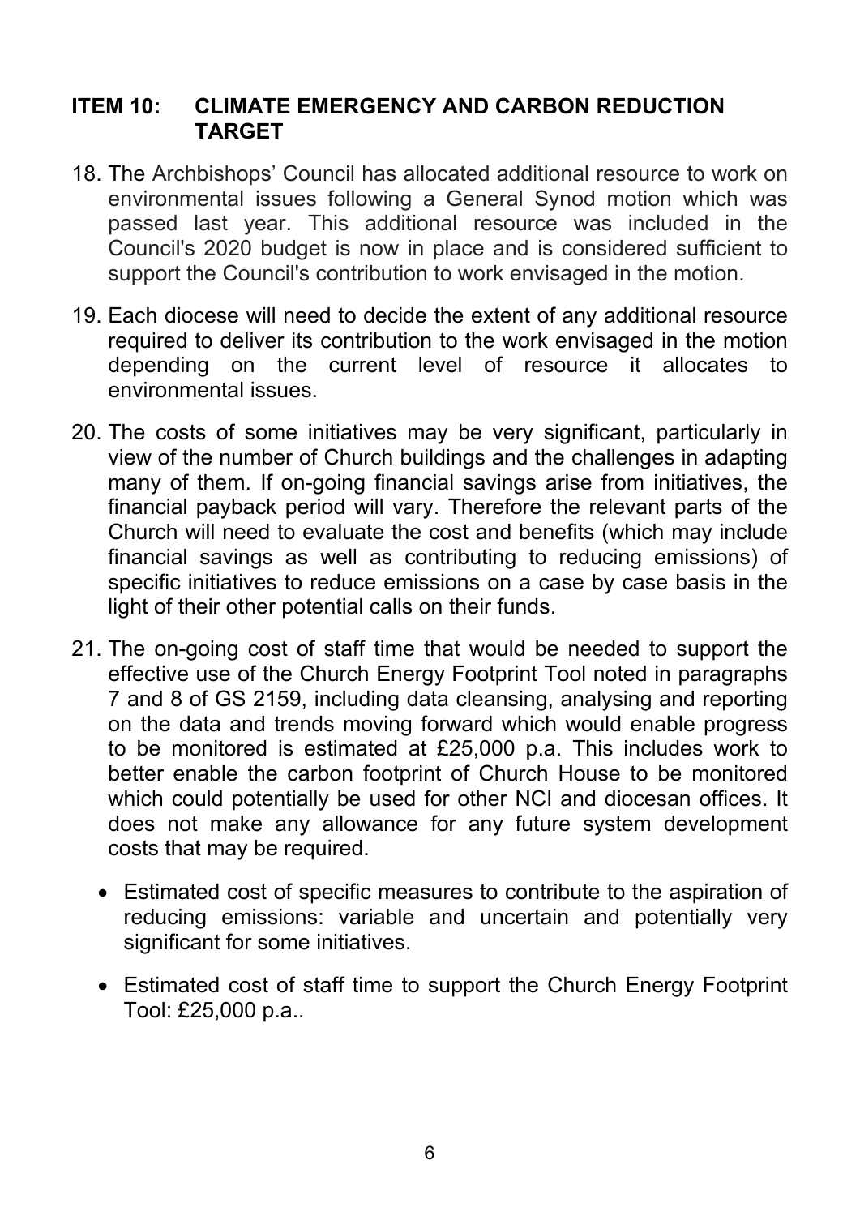## ITEM 10: CLIMATE EMERGENCY AND CARBON REDUCTION TARGET

18. The Archbishops' Council has allocated additional resource to work on environmental issues following a General Synod motion which was passed last year. This additional resource was included in the Council's 2020 budget is now in place and is considered sufficient to support the Council's contribution to work envisaged in the motion.

19. Each diocese will need to decide the extent of any additional resource required to deliver its contribution to the work envisaged in the motion depending on the current level of resource it allocates to environmental issues.

20. The costs of some initiatives may be very significant, particularly in view of the number of Church buildings and the challenges in adapting many of them. If on-going financial savings arise from initiatives, the financial payback period will vary. Therefore the relevant parts of the Church will need to evaluate the cost and benefits (which may include financial savings as well as contributing to reducing emissions) of specific initiatives to reduce emissions on a case by case basis in the light of their other potential calls on their funds.

21. The on-going cost of staff time that would be needed to support the effective use of the Church Energy Footprint Tool noted in paragraphs 7 and 8 of GS 2159, including data cleansing, analysing and reporting on the data and trends moving forward which would enable progress to be monitored is estimated at £25,000 p.a. This includes work to better enable the carbon footprint of Church House to be monitored which could potentially be used for other NCI and diocesan offices. It does not make any allowance for any future system development costs that may be required.

    - Estimated cost of specific measures to contribute to the aspiration of reducing emissions: variable and uncertain and potentially very significant for some initiatives.
    - Estimated cost of staff time to support the Church Energy Footprint Tool: £25,000 p.a..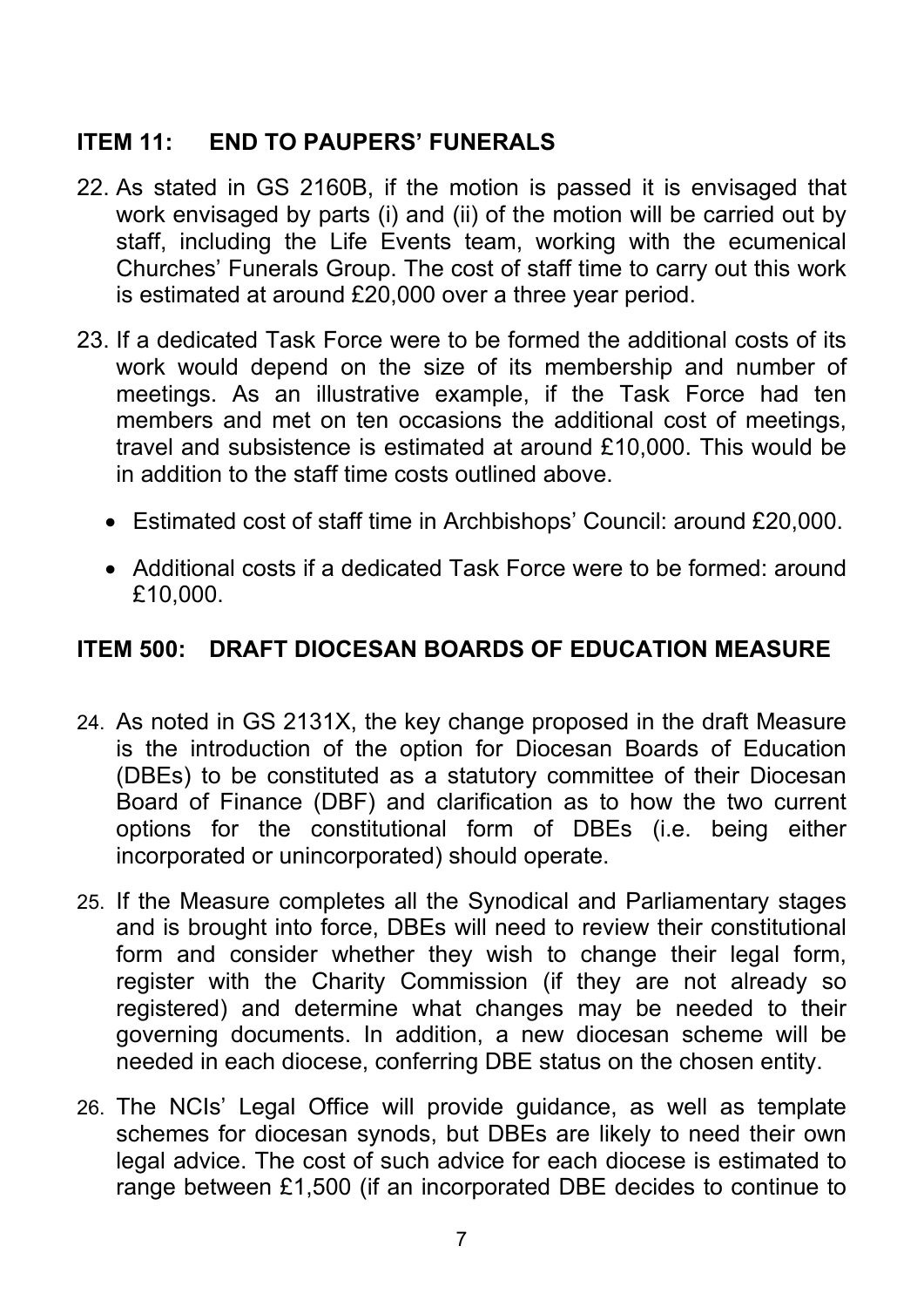## ITEM 11: END TO PAUPERS' FUNERALS

22. As stated in GS 2160B, if the motion is passed it is envisaged that work envisaged by parts (i) and (ii) of the motion will be carried out by staff, including the Life Events team, working with the ecumenical Churches' Funerals Group. The cost of staff time to carry out this work is estimated at around £20,000 over a three year period.

23. If a dedicated Task Force were to be formed the additional costs of its work would depend on the size of its membership and number of meetings. As an illustrative example, if the Task Force had ten members and met on ten occasions the additional cost of meetings, travel and subsistence is estimated at around £10,000. This would be in addition to the staff time costs outlined above.

    - Estimated cost of staff time in Archbishops' Council: around £20,000.
    - Additional costs if a dedicated Task Force were to be formed: around £10,000.

## ITEM 500: DRAFT DIOCESAN BOARDS OF EDUCATION MEASURE

24. As noted in GS 2131X, the key change proposed in the draft Measure is the introduction of the option for Diocesan Boards of Education (DBEs) to be constituted as a statutory committee of their Diocesan Board of Finance (DBF) and clarification as to how the two current options for the constitutional form of DBEs (i.e. being either incorporated or unincorporated) should operate.

25. If the Measure completes all the Synodical and Parliamentary stages and is brought into force, DBEs will need to review their constitutional form and consider whether they wish to change their legal form, register with the Charity Commission (if they are not already so registered) and determine what changes may be needed to their governing documents. In addition, a new diocesan scheme will be needed in each diocese, conferring DBE status on the chosen entity.

26. The NCIs' Legal Office will provide guidance, as well as template schemes for diocesan synods, but DBEs are likely to need their own legal advice. The cost of such advice for each diocese is estimated to range between £1,500 (if an incorporated DBE decides to continue to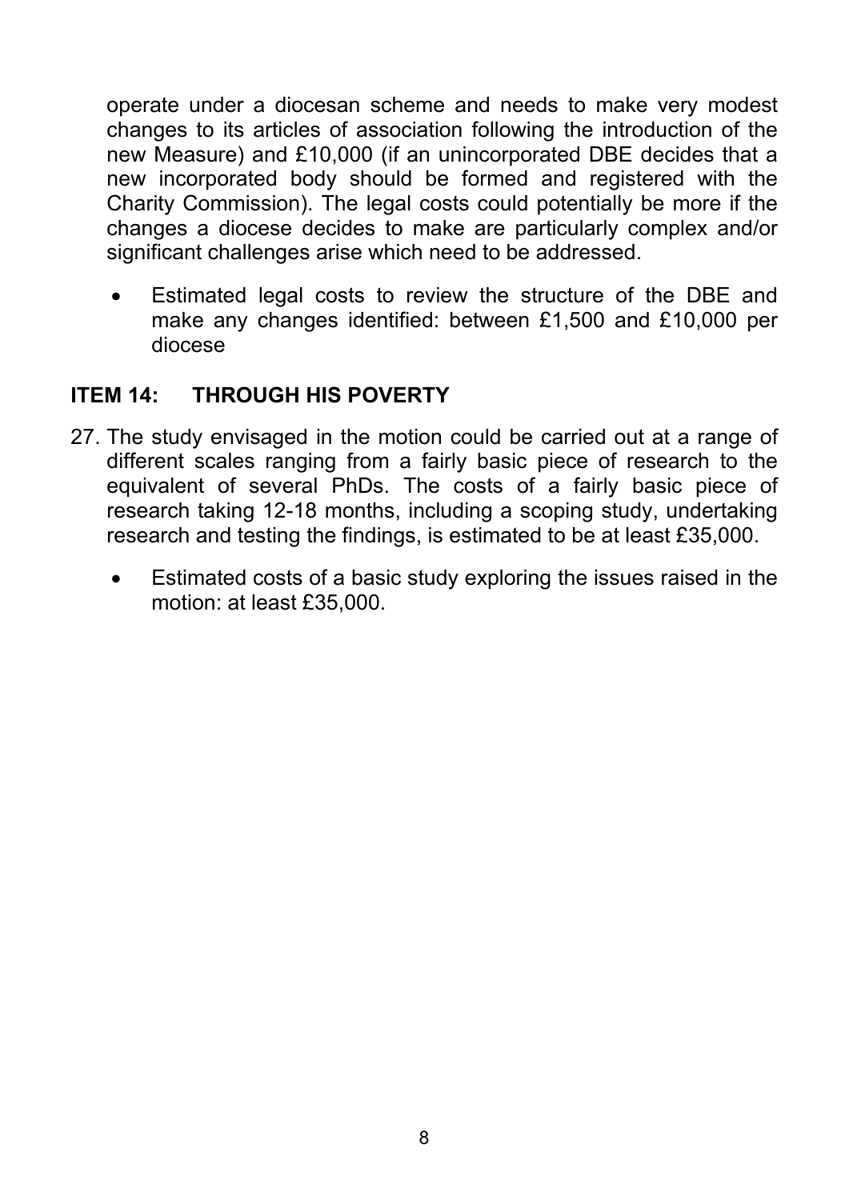operate under a diocesan scheme and needs to make very modest changes to its articles of association following the introduction of the new Measure) and £10,000 (if an unincorporated DBE decides that a new incorporated body should be formed and registered with the Charity Commission). The legal costs could potentially be more if the changes a diocese decides to make are particularly complex and/or significant challenges arise which need to be addressed.

- Estimated legal costs to review the structure of the DBE and make any changes identified: between £1,500 and £10,000 per diocese

## ITEM 14: THROUGH HIS POVERTY

27. The study envisaged in the motion could be carried out at a range of different scales ranging from a fairly basic piece of research to the equivalent of several PhDs. The costs of a fairly basic piece of research taking 12-18 months, including a scoping study, undertaking research and testing the findings, is estimated to be at least £35,000.

    - Estimated costs of a basic study exploring the issues raised in the motion: at least £35,000.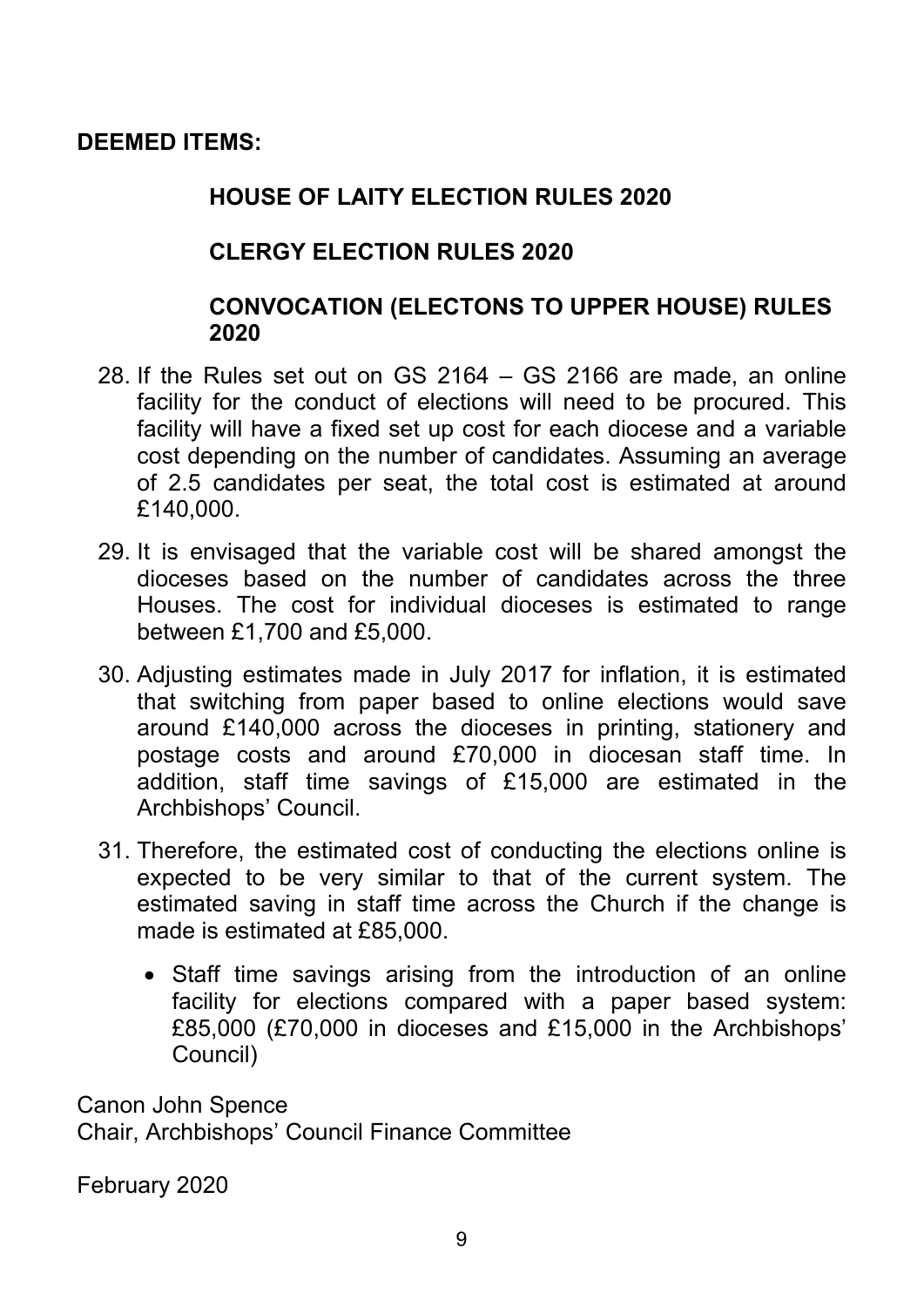**DEEMED ITEMS:**

**HOUSE OF LAITY ELECTION RULES 2020**

**CLERGY ELECTION RULES 2020**

**CONVOCATION (ELECTONS TO UPPER HOUSE) RULES 2020**

28. If the Rules set out on GS 2164 – GS 2166 are made, an online facility for the conduct of elections will need to be procured. This facility will have a fixed set up cost for each diocese and a variable cost depending on the number of candidates. Assuming an average of 2.5 candidates per seat, the total cost is estimated at around £140,000.

29. It is envisaged that the variable cost will be shared amongst the dioceses based on the number of candidates across the three Houses. The cost for individual dioceses is estimated to range between £1,700 and £5,000.

30. Adjusting estimates made in July 2017 for inflation, it is estimated that switching from paper based to online elections would save around £140,000 across the dioceses in printing, stationery and postage costs and around £70,000 in diocesan staff time. In addition, staff time savings of £15,000 are estimated in the Archbishops' Council.

31. Therefore, the estimated cost of conducting the elections online is expected to be very similar to that of the current system. The estimated saving in staff time across the Church if the change is made is estimated at £85,000.

    - Staff time savings arising from the introduction of an online facility for elections compared with a paper based system: £85,000 (£70,000 in dioceses and £15,000 in the Archbishops' Council)

Canon John Spence
Chair, Archbishops' Council Finance Committee

February 2020